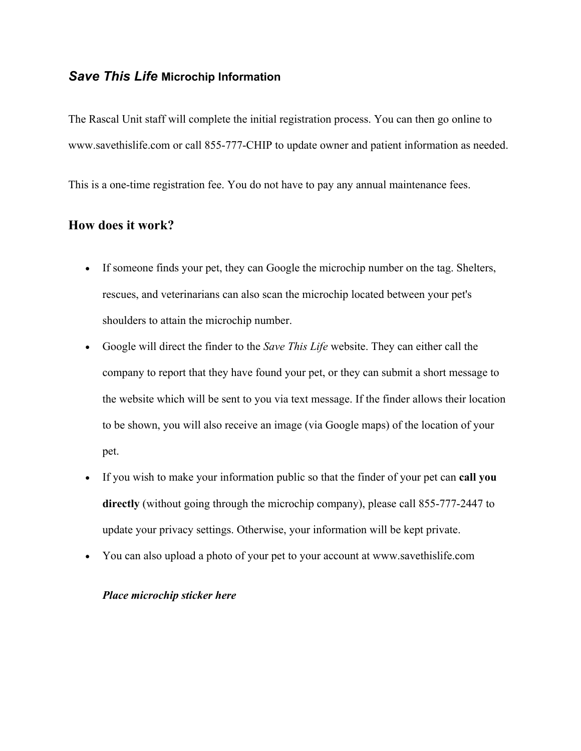## *Save This Life* Microchip Information

The Rascal Unit staff will complete the initial registration process. You can then go online to www.savethislife.com or call 855-777-CHIP to update owner and patient information as needed.

This is a one-time registration fee. You do not have to pay any annual maintenance fees.

## How does it work?

- If someone finds your pet, they can Google the microchip number on the tag. Shelters, rescues, and veterinarians can also scan the microchip located between your pet's shoulders to attain the microchip number.
- Google will direct the finder to the *Save This Life* website. They can either call the company to report that they have found your pet, or they can submit a short message to the website which will be sent to you via text message. If the finder allows their location to be shown, you will also receive an image (via Google maps) of the location of your pet.
- If you wish to make your information public so that the finder of your pet can **call you directly** (without going through the microchip company), please call 855-777-2447 to update your privacy settings. Otherwise, your information will be kept private.
- You can also upload a photo of your pet to your account at www.savethislife.com

***Place microchip sticker here***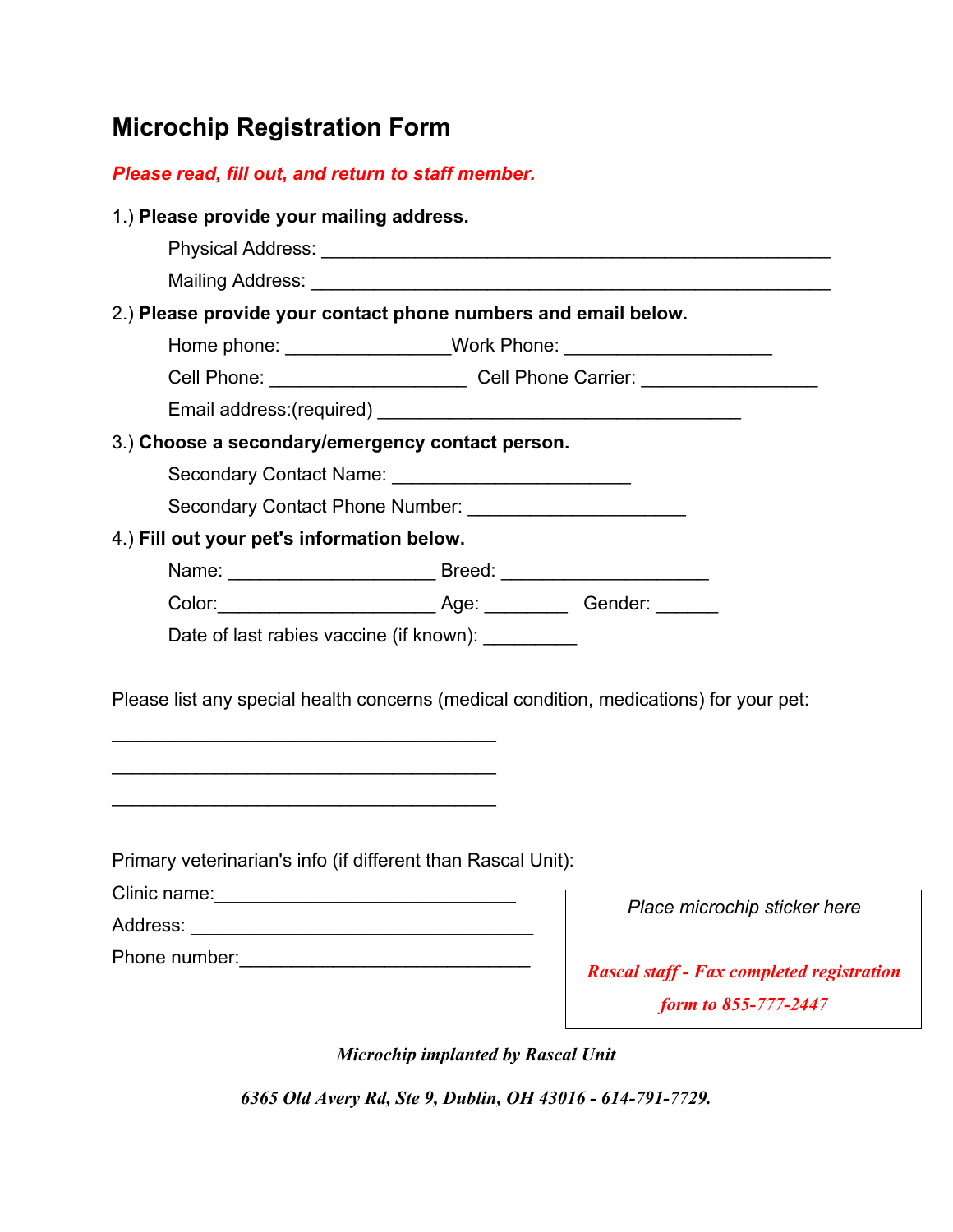# Microchip Registration Form

***Please read, fill out, and return to staff member.***

1.) **Please provide your mailing address.**

Physical Address: ________________________________________________

Mailing Address: _________________________________________________

2.) **Please provide your contact phone numbers and email below.**

Home phone: ________________ Work Phone: ____________________

Cell Phone: ___________________ Cell Phone Carrier: _________________

Email address:(required) ___________________________________

3.) **Choose a secondary/emergency contact person.**

Secondary Contact Name: _______________________

Secondary Contact Phone Number: _____________________

4.) **Fill out your pet's information below.**

Name: ____________________ Breed: ____________________

Color: _____________________ Age: ________ Gender: ______

Date of last rabies vaccine (if known): _________

Please list any special health concerns (medical condition, medications) for your pet:

_____________________________________

_____________________________________

_____________________________________

Primary veterinarian's info (if different than Rascal Unit):

Clinic name: _____________________________

Address: _________________________________

Phone number: ____________________________

*Place microchip sticker here*

***Rascal staff - Fax completed registration form to 855-777-2447***

***Microchip implanted by Rascal Unit***

***6365 Old Avery Rd, Ste 9, Dublin, OH 43016 - 614-791-7729.***